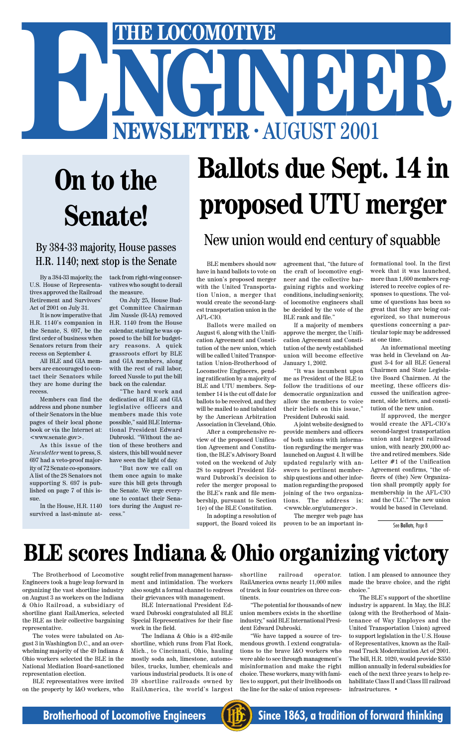# THE LOCOMOTIVE ENGINEER

## NEWSLETTER · AUGUST 2001

# On to the Senate!

### By 384-33 majority, House passes H.R. 1140; next stop is the Senate

By a 384-33 majority, the U.S. House of Representatives approved the Railroad Retirement and Survivors' Act of 2001 on July 31.

It is now imperative that H.R. 1140's companion in the Senate, S. 697, be the first order of business when Senators return from their recess on September 4.

All BLE and GIA members are encouraged to contact their Senators while they are home during the recess.

Members can find the address and phone number of their Senators in the blue pages of their local phone book or via the Internet at: <www.senate.gov>.

As this issue of the *Newsletter* went to press, S. 697 had a veto-proof majority of 72 Senate co-sponsors. A list of the 28 Senators not supporting S. 697 is published on page 7 of this issue.

In the House, H.R. 1140 survived a last-minute attack from right-wing conservatives who sought to derail the measure.

On July 25, House Budget Committee Chairman Jim Nussle (R-IA) removed H.R. 1140 from the House calendar, stating he was opposed to the bill for budgetary reasons. A quick grassroots effort by BLE and GIA members, along with the rest of rail labor, forced Nussle to put the bill back on the calendar.

"The hard work and dedication of BLE and GIA legislative officers and members made this vote possible," said BLE International President Edward Dubroski. "Without the action of these brothers and sisters, this bill would never have seen the light of day.

"But now we call on them once again to make sure this bill gets through the Senate. We urge everyone to contact their Senators during the August recess."

# Ballots due Sept. 14 in proposed UTU merger

## New union would end century of squabble

BLE members should now have in hand ballots to vote on the union's proposed merger with the United Transportation Union, a merger that would create the second-largest transportation union in the AFL-CIO.

Ballots were mailed on August 6, along with the Unification Agreement and Constitution of the new union, which will be called United Transportation Union-Brotherhood of Locomotive Engineers, pending ratification by a majority of BLE and UTU members. September 14 is the cut off date for ballots to be received, and they will be mailed to and tabulated by the American Arbitration Association in Cleveland, Ohio.

After a comprehensive review of the proposed Unification Agreement and Constitution, the BLE's Advisory Board voted on the weekend of July 28 to support President Edward Dubroski's decision to refer the merger proposal to the BLE's rank and file membership, pursuant to Section 1(e) of the BLE Constitution.

In adopting a resolution of support, the Board voiced its agreement that, "the future of the craft of locomotive engineer and the collective bargaining rights and working conditions, including seniority, of locomotive engineers shall be decided by the vote of the BLE rank and file."

If a majority of members approve the merger, the Unification Agreement and Constitution of the newly established union will become effective January 1, 2002.

"It was incumbent upon me as President of the BLE to follow the traditions of our democratic organization and allow the members to voice their beliefs on this issue," President Dubroski said.

A joint website designed to provide members and officers of both unions with information regarding the merger was launched on August 4. It will be updated regularly with answers to pertinent membership questions and other information regarding the proposed joining of the two organizations. The address is: <www.ble.org/utumerger>.

The merger web page has proven to be an important informational tool. In the first week that it was launched, more than 1,600 members registered to receive copies of responses to questions. The volume of questions has been so great that they are being categorized, so that numerous questions concerning a particular topic may be addressed at one time.

An informational meeting was held in Cleveland on August 3-4 for all BLE General Chairmen and State Legislative Board Chairmen. At the meeting, these officers discussed the unification agreement, side letters, and constitution of the new union.

If approved, the merger would create the AFL-CIO's second-largest transportation union and largest railroad union, with nearly 200,000 active and retired members. Side Letter #1 of the Unification Agreement confirms, "the officers of (the) New Organization shall promptly apply for membership in the AFL-CIO and the CLC." The new union would be based in Cleveland.

See **Ballots**, Page 8

# BLE scores Indiana & Ohio organizing victory

The Brotherhood of Locomotive Engineers took a huge leap forward in organizing the vast shortline industry on August 3 as workers on the Indiana & Ohio Railroad, a subsidiary of shortline giant RailAmerica, selected the BLE as their collective bargaining representative.

The votes were tabulated on August 3 in Washington D.C., and an overwhelming majority of the 49 Indiana & Ohio workers selected the BLE in the National Mediation Board-sanctioned representation election.

BLE representatives were invited on the property by I&O workers, who sought relief from management harassment and intimidation. The workers also sought a formal channel to redress their grievances with management.

BLE International President Edward Dubroski congratulated all BLE Special Representatives for their fine work in the field.

The Indiana & Ohio is a 492-mile shortline, which runs from Flat Rock, Mich., to Cincinnati, Ohio, hauling mostly soda ash, limestone, automobiles, trucks, lumber, chemicals and various industrial products. It is one of 39 shortline railroads owned by RailAmerica, the world's largest shortline railroad operator. RailAmerica owns nearly 11,000 miles of track in four countries on three continents.

"The potential for thousands of new union members exists in the shortline industry," said BLE International President Edward Dubroski.

"We have tapped a source of tremendous growth. I extend congratulations to the brave I&O workers who were able to see through management's misinformation and make the right choice. These workers, many with families to support, put their livelihoods on the line for the sake of union representation. I am pleased to announce they made the brave choice, and the right choice."

The BLE's support of the shortline industry is apparent. In May, the BLE (along with the Brotherhood of Maintenance of Way Employes and the United Transportation Union) agreed to support legislation in the U.S. House of Representatives, known as the Railroad Track Modernization Act of 2001. The bill, H.R. 1020, would provide $350 million annually in federal subsidies for each of the next three years to help rehabilitate Class II and Class III railroad infrastructures. •

**Brotherhood of Locomotive Engineers** — **Since 1863, a tradition of forward thinking**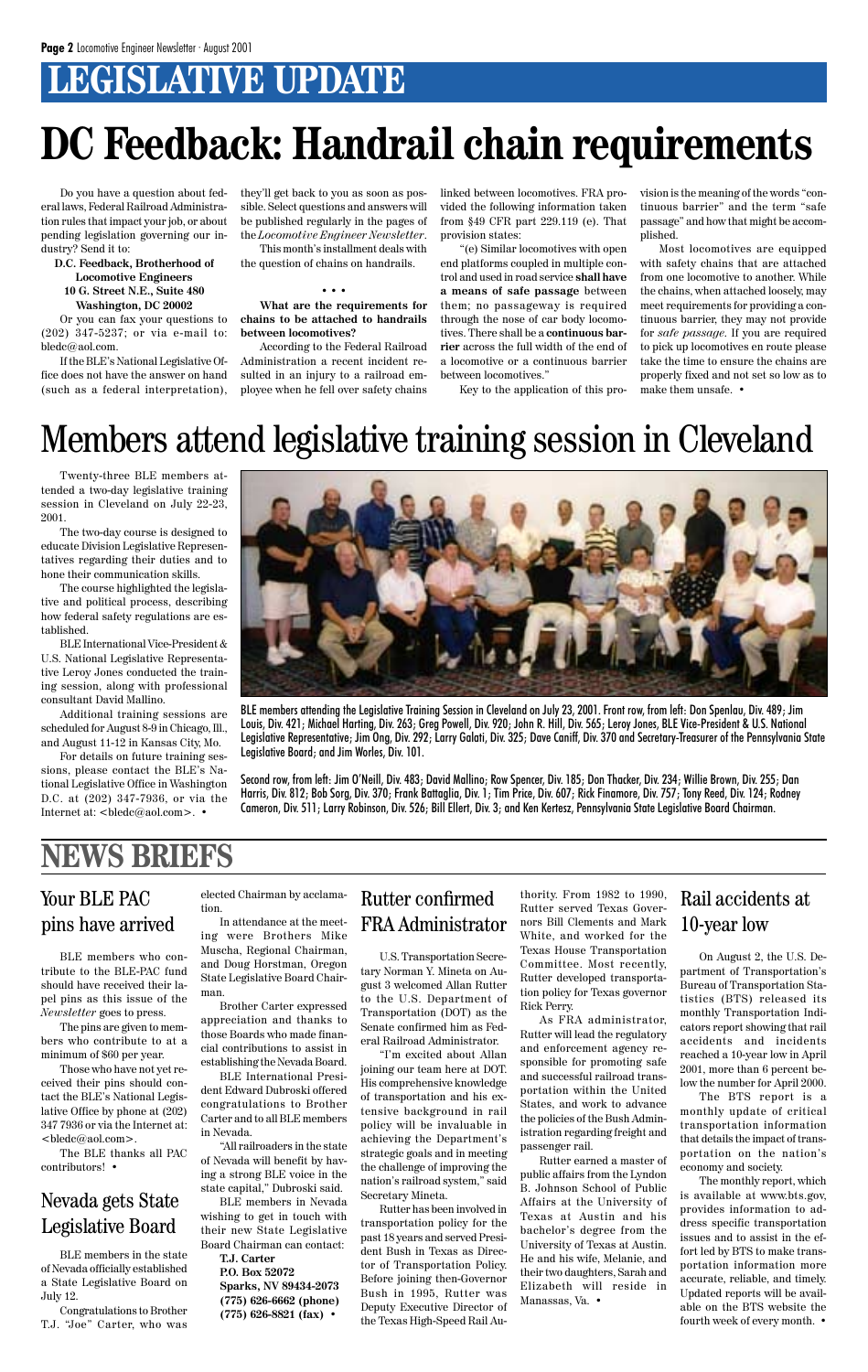# LEGISLATIVE UPDATE

# DC Feedback: Handrail chain requirements

Do you have a question about federal laws, Federal Railroad Administration rules that impact your job, or about pending legislation governing our industry? Send it to:

**D.C. Feedback, Brotherhood of Locomotive Engineers**
**10 G. Street N.E., Suite 480**
**Washington, DC 20002**

Or you can fax your questions to (202) 347-5237; or via e-mail to: bledc@aol.com.

If the BLE's National Legislative Office does not have the answer on hand (such as a federal interpretation), they'll get back to you as soon as possible. Select questions and answers will be published regularly in the pages of the *Locomotive Engineer Newsletter*.

This month's installment deals with the question of chains on handrails.

• • •

**What are the requirements for chains to be attached to handrails between locomotives?**

According to the Federal Railroad Administration a recent incident resulted in an injury to a railroad employee when he fell over safety chains linked between locomotives. FRA provided the following information taken from §49 CFR part 229.119 (e). That provision states:

"(e) Similar locomotives with open end platforms coupled in multiple control and used in road service **shall have a means of safe passage** between them; no passageway is required through the nose of car body locomotives. There shall be a **continuous barrier** across the full width of the end of a locomotive or a continuous barrier between locomotives."

Key to the application of this provision is the meaning of the words "continuous barrier" and the term "safe passage" and how that might be accomplished.

Most locomotives are equipped with safety chains that are attached from one locomotive to another. While the chains, when attached loosely, may meet requirements for providing a continuous barrier, they may not provide for *safe passage*. If you are required to pick up locomotives en route please take the time to ensure the chains are properly fixed and not set so low as to make them unsafe. •

# Members attend legislative training session in Cleveland

Twenty-three BLE members attended a two-day legislative training session in Cleveland on July 22-23, 2001.

The two-day course is designed to educate Division Legislative Representatives regarding their duties and to hone their communication skills.

The course highlighted the legislative and political process, describing how federal safety regulations are established.

BLE International Vice-President & U.S. National Legislative Representative Leroy Jones conducted the training session, along with professional consultant David Mallino.

Additional training sessions are scheduled for August 8-9 in Chicago, Ill., and August 11-12 in Kansas City, Mo.

For details on future training sessions, please contact the BLE's National Legislative Office in Washington D.C. at (202) 347-7936, or via the Internet at: <bledc@aol.com>. •

BLE members attending the Legislative Training Session in Cleveland on July 23, 2001. Front row, from left: Don Spenlau, Div. 489; Jim Louis, Div. 421; Michael Harting, Div. 263; Greg Powell, Div. 920; John R. Hill, Div. 565; Leroy Jones, BLE Vice-President & U.S. National Legislative Representative; Jim Ong, Div. 292; Larry Galati, Div. 325; Dave Caniff, Div. 370 and Secretary-Treasurer of the Pennsylvania State Legislative Board; and Jim Worles, Div. 101.

Second row, from left: Jim O'Neill, Div. 483; David Mallino; Row Spencer, Div. 185; Don Thacker, Div. 234; Willie Brown, Div. 255; Dan Harris, Div. 812; Bob Sorg, Div. 370; Frank Battaglia, Div. 1; Tim Price, Div. 607; Rick Finamore, Div. 757; Tony Reed, Div. 124; Rodney Cameron, Div. 511; Larry Robinson, Div. 526; Bill Ellert, Div. 3; and Ken Kertesz, Pennsylvania State Legislative Board Chairman.

# NEWS BRIEFS

## Your BLE PAC pins have arrived

BLE members who contribute to the BLE-PAC fund should have received their lapel pins as this issue of the *Newsletter* goes to press.

The pins are given to members who contribute to at a minimum of $60 per year.

Those who have not yet received their pins should contact the BLE's National Legislative Office by phone at (202) 347 7936 or via the Internet at: <bledc@aol.com>.

The BLE thanks all PAC contributors! •

## Nevada gets State Legislative Board

BLE members in the state of Nevada officially established a State Legislative Board on July 12.

Congratulations to Brother T.J. "Joe" Carter, who was elected Chairman by acclamation.

In attendance at the meeting were Brothers Mike Muscha, Regional Chairman, and Doug Horstman, Oregon State Legislative Board Chairman.

Brother Carter expressed appreciation and thanks to those Boards who made financial contributions to assist in establishing the Nevada Board.

BLE International President Edward Dubroski offered congratulations to Brother Carter and to all BLE members in Nevada.

"All railroaders in the state of Nevada will benefit by having a strong BLE voice in the state capital," Dubroski said.

BLE members in Nevada wishing to get in touch with their new State Legislative Board Chairman can contact:

**T.J. Carter**
**P.O. Box 52072**
**Sparks, NV 89434-2073**
**(775) 626-6662 (phone)**
**(775) 626-8821 (fax)** •

## Rutter confirmed FRA Administrator

U.S. Transportation Secretary Norman Y. Mineta on August 3 welcomed Allan Rutter to the U.S. Department of Transportation (DOT) as the Senate confirmed him as Federal Railroad Administrator.

"I'm excited about Allan joining our team here at DOT. His comprehensive knowledge of transportation and his extensive background in rail policy will be invaluable in achieving the Department's strategic goals and in meeting the challenge of improving the nation's railroad system," said Secretary Mineta.

Rutter has been involved in transportation policy for the past 18 years and served President Bush in Texas as Director of Transportation Policy. Before joining then-Governor Bush in 1995, Rutter was Deputy Executive Director of the Texas High-Speed Rail Authority. From 1982 to 1990, Rutter served Texas Governors Bill Clements and Mark White, and worked for the Texas House Transportation Committee. Most recently, Rutter developed transportation policy for Texas governor Rick Perry.

As FRA administrator, Rutter will lead the regulatory and enforcement agency responsible for promoting safe and successful railroad transportation within the United States, and work to advance the policies of the Bush Administration regarding freight and passenger rail.

Rutter earned a master of public affairs from the Lyndon B. Johnson School of Public Affairs at the University of Texas at Austin and his bachelor's degree from the University of Texas at Austin. He and his wife, Melanie, and their two daughters, Sarah and Elizabeth will reside in Manassas, Va. •

## Rail accidents at 10-year low

On August 2, the U.S. Department of Transportation's Bureau of Transportation Statistics (BTS) released its monthly Transportation Indicators report showing that rail accidents and incidents reached a 10-year low in April 2001, more than 6 percent below the number for April 2000.

The BTS report is a monthly update of critical transportation information that details the impact of transportation on the nation's economy and society.

The monthly report, which is available at www.bts.gov, provides information to address specific transportation issues and to assist in the effort led by BTS to make transportation information more accurate, reliable, and timely. Updated reports will be available on the BTS website the fourth week of every month. •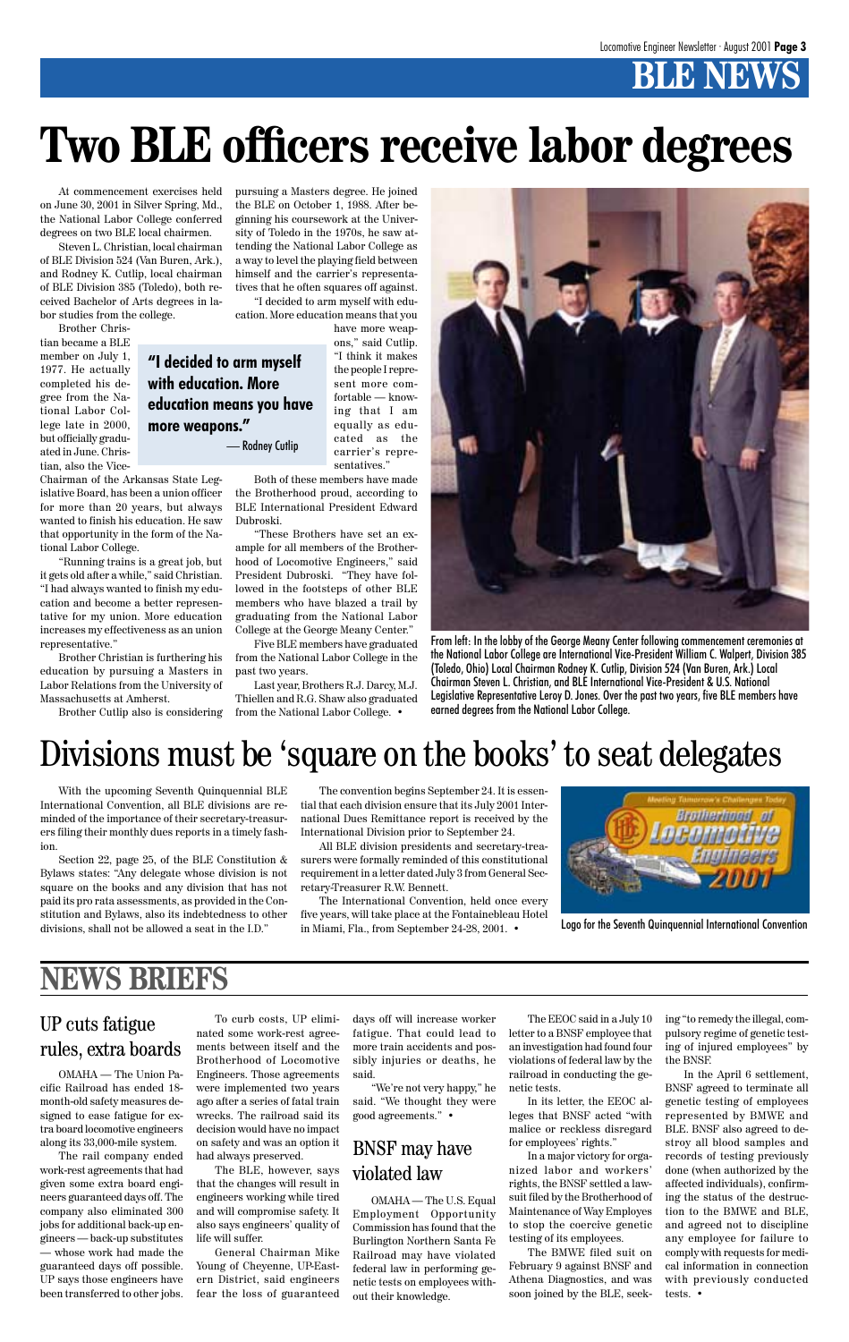# BLE NEWS

# Two BLE officers receive labor degrees

At commencement exercises held on June 30, 2001 in Silver Spring, Md., the National Labor College conferred degrees on two BLE local chairmen.

Steven L. Christian, local chairman of BLE Division 524 (Van Buren, Ark.), and Rodney K. Cutlip, local chairman of BLE Division 385 (Toledo), both received Bachelor of Arts degrees in labor studies from the college.

Brother Christian became a BLE member on July 1, 1977. He actually completed his degree from the National Labor College late in 2000, but officially graduated in June. Christian, also the Vice-Chairman of the Arkansas State Legislative Board, has been a union officer for more than 20 years, but always wanted to finish his education. He saw that opportunity in the form of the National Labor College.

"Running trains is a great job, but it gets old after a while," said Christian. "I had always wanted to finish my education and become a better representative for my union. More education increases my effectiveness as an union representative."

Brother Christian is furthering his education by pursuing a Masters in Labor Relations from the University of Massachusetts at Amherst.

Brother Cutlip also is considering pursuing a Masters degree. He joined the BLE on October 1, 1988. After beginning his coursework at the University of Toledo in the 1970s, he saw attending the National Labor College as a way to level the playing field between himself and the carrier's representatives that he often squares off against.

"I decided to arm myself with education. More education means that you have more weapons," said Cutlip. "I think it makes the people I represent more comfortable — knowing that I am equally as educated as the carrier's representatives."

> **"I decided to arm myself with education. More education means you have more weapons."**
>
> — Rodney Cutlip

Both of these members have made the Brotherhood proud, according to BLE International President Edward Dubroski.

"These Brothers have set an example for all members of the Brotherhood of Locomotive Engineers," said President Dubroski. "They have followed in the footsteps of other BLE members who have blazed a trail by graduating from the National Labor College at the George Meany Center."

Five BLE members have graduated from the National Labor College in the past two years.

Last year, Brothers R.J. Darcy, M.J. Thiellen and R.G. Shaw also graduated from the National Labor College. •

From left: In the lobby of the George Meany Center following commencement ceremonies at the National Labor College are International Vice-President William C. Walpert, Division 385 (Toledo, Ohio) Local Chairman Rodney K. Cutlip, Division 524 (Van Buren, Ark.) Local Chairman Steven L. Christian, and BLE International Vice-President & U.S. National Legislative Representative Leroy D. Jones. Over the past two years, five BLE members have earned degrees from the National Labor College.

# Divisions must be 'square on the books' to seat delegates

With the upcoming Seventh Quinquennial BLE International Convention, all BLE divisions are reminded of the importance of their secretary-treasurers filing their monthly dues reports in a timely fashion.

Section 22, page 25, of the BLE Constitution & Bylaws states: "Any delegate whose division is not square on the books and any division that has not paid its pro rata assessments, as provided in the Constitution and Bylaws, also its indebtedness to other divisions, shall not be allowed a seat in the I.D."

The convention begins September 24. It is essential that each division ensure that its July 2001 International Dues Remittance report is received by the International Division prior to September 24.

All BLE division presidents and secretary-treasurers were formally reminded of this constitutional requirement in a letter dated July 3 from General Secretary-Treasurer R.W. Bennett.

The International Convention, held once every five years, will take place at the Fontainebleau Hotel in Miami, Fla., from September 24-28, 2001. •

Logo for the Seventh Quinquennial International Convention

# NEWS BRIEFS

## UP cuts fatigue rules, extra boards

OMAHA — The Union Pacific Railroad has ended 18-month-old safety measures designed to ease fatigue for extra board locomotive engineers along its 33,000-mile system.

The rail company ended work-rest agreements that had given some extra board engineers guaranteed days off. The company also eliminated 300 jobs for additional back-up engineers — back-up substitutes — whose work had made the guaranteed days off possible. UP says those engineers have been transferred to other jobs.

To curb costs, UP eliminated some work-rest agreements between itself and the Brotherhood of Locomotive Engineers. Those agreements were implemented two years ago after a series of fatal train wrecks. The railroad said its decision would have no impact on safety and was an option it had always preserved.

The BLE, however, says that the changes will result in engineers working while tired and will compromise safety. It also says engineers' quality of life will suffer.

General Chairman Mike Young of Cheyenne, UP-Eastern District, said engineers fear the loss of guaranteed days off will increase worker fatigue. That could lead to more train accidents and possibly injuries or deaths, he said.

"We're not very happy," he said. "We thought they were good agreements." •

## BNSF may have violated law

OMAHA — The U.S. Equal Employment Opportunity Commission has found that the Burlington Northern Santa Fe Railroad may have violated federal law in performing genetic tests on employees without their knowledge.

The EEOC said in a July 10 letter to a BNSF employee that an investigation had found four violations of federal law by the railroad in conducting the genetic tests.

In its letter, the EEOC alleges that BNSF acted "with malice or reckless disregard for employees' rights."

In a major victory for organized labor and workers' rights, the BNSF settled a lawsuit filed by the Brotherhood of Maintenance of Way Employes to stop the coercive genetic testing of its employees.

The BMWE filed suit on February 9 against BNSF and Athena Diagnostics, and was soon joined by the BLE, seeking "to remedy the illegal, compulsory regime of genetic testing of injured employees" by the BNSF.

In the April 6 settlement, BNSF agreed to terminate all genetic testing of employees represented by BMWE and BLE. BNSF also agreed to destroy all blood samples and records of testing previously done (when authorized by the affected individuals), confirming the status of the destruction to the BMWE and BLE, and agreed not to discipline any employee for failure to comply with requests for medical information in connection with previously conducted tests. •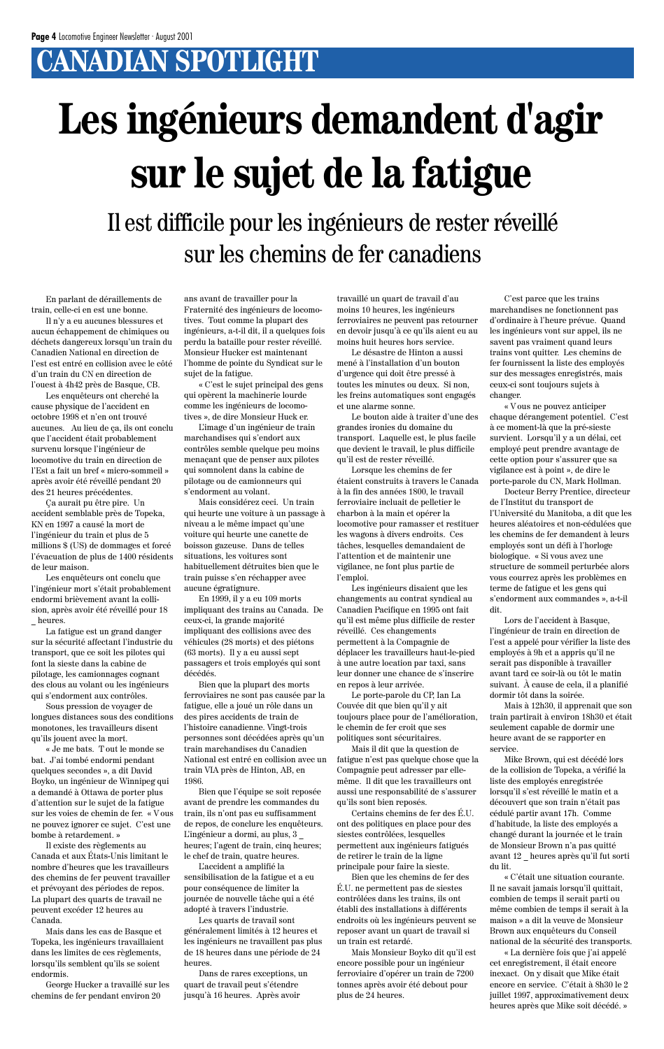## CANADIAN SPOTLIGHT

# Les ingénieurs demandent d'agir sur le sujet de la fatigue

### Il est difficile pour les ingénieurs de rester réveillé sur les chemins de fer canadiens

En parlant de déraillements de train, celle-ci en est une bonne.

Il n'y a eu aucunes blessures et aucun échappement de chimiques ou déchets dangereux lorsqu'un train du Canadien National en direction de l'est est entré en collision avec le côté d'un train du CN en direction de l'ouest à 4h42 près de Basque, CB.

Les enquêteurs ont cherché la cause physique de l'accident en octobre 1998 et n'en ont trouvé aucunes. Au lieu de ça, ils ont conclu que l'accident était probablement survenu lorsque l'ingénieur de locomotive du train en direction de l'Est a fait un bref « micro-sommeil » après avoir été réveillé pendant 20 des 21 heures précédentes.

Ça aurait pu être pire. Un accident semblable près de Topeka, KN en 1997 a causé la mort de l'ingénieur du train et plus de 5 millions $ (US) de dommages et forcé l'évacuation de plus de 1400 résidents de leur maison.

Les enquêteurs ont conclu que l'ingénieur mort s'était probablement endormi brièvement avant la collision, après avoir été réveillé pour 18 _ heures.

La fatigue est un grand danger sur la sécurité affectant l'industrie du transport, que ce soit les pilotes qui font la sieste dans la cabine de pilotage, les camionnages cognant des clous au volant ou les ingénieurs qui s'endorment aux contrôles.

Sous pression de voyager de longues distances sous des conditions monotones, les travailleurs disent qu'ils jouent avec la mort.

« Je me bats. Tout le monde se bat. J'ai tombé endormi pendant quelques secondes », a dit David Boyko, un ingénieur de Winnipeg qui a demandé à Ottawa de porter plus d'attention sur le sujet de la fatigue sur les voies de chemin de fer. « Vous ne pouvez ignorer ce sujet. C'est une bombe à retardement. »

Il existe des règlements au Canada et aux États-Unis limitant le nombre d'heures que les travailleurs des chemins de fer peuvent travailler et prescrivant des périodes de repos. La plupart des quarts de travail ne peuvent excéder 12 heures au Canada.

Mais dans les cas de Basque et Topeka, les ingénieurs travaillaient dans les limites de ces règlements, lorsqu'ils semblent qu'ils se soient endormis.

George Hucker a travaillé sur les chemins de fer pendant environ 20 ans avant de travailler pour la Fraternité des ingénieurs de locomotives. Tout comme la plupart des ingénieurs, a-t-il dit, il a quelques fois perdu la bataille pour rester réveillé. Monsieur Hucker est maintenant l'homme de pointe du Syndicat sur le sujet de la fatigue.

« C'est le sujet principal des gens qui opèrent la machinerie lourde comme les ingénieurs de locomotives », de dire Monsieur Huck er.

L'image d'un ingénieur de train marchandises qui s'endort aux contrôles semble quelque peu moins menaçant que de penser aux pilotes qui somnolent dans la cabine de pilotage ou de camionneurs qui s'endorment au volant.

Mais considérez ceci. Un train qui heurte une voiture à un passage à niveau a le même impact qu'une voiture qui heurte une canette de boisson gazeuse. Dans de telles situations, les voitures sont habituellement détruites bien que le train puisse s'en réchapper avec aucune égratignure.

En 1999, il y a eu 109 morts impliquant des trains au Canada. De ceux-ci, la grande majorité impliquant des collisions avec des véhicules (28 morts) et des piétons (63 morts). Il y a eu aussi sept passagers et trois employés qui sont décédés.

Bien que la plupart des morts ferroviaires ne sont pas causée par la fatigue, elle a joué un rôle dans un des pires accidents de train de l'histoire canadienne. Vingt-trois personnes sont décédées après qu'un train marchandises du Canadien National est entré en collision avec un train VIA près de Hinton, AB, en 1986.

Bien que l'équipe se soit reposée avant de prendre les commandes du train, ils n'ont pas eu suffisamment de repos, de conclure les enquêteurs. L'ingénieur a dormi, au plus, 3 _ heures; l'agent de train, cinq heures; le chef de train, quatre heures.

L'accident a amplifié la sensibilisation de la fatigue et a eu pour conséquence de limiter la journée de nouvelle tâche qui a été adopté à travers l'industrie.

Les quarts de travail sont généralement limités à 12 heures et les ingénieurs ne travaillent pas plus de 18 heures dans une période de 24 heures.

Dans de rares exceptions, un quart de travail peut s'étendre jusqu'à 16 heures. Après avoir travaillé un quart de travail d'au moins 10 heures, les ingénieurs ferroviaires ne peuvent pas retourner en devoir jusqu'à ce qu'ils aient eu au moins huit heures hors service.

Le désastre de Hinton a aussi mené à l'installation d'un bouton d'urgence qui doit être pressé à toutes les minutes ou deux. Si non, les freins automatiques sont engagés et une alarme sonne.

Le bouton aide à traiter d'une des grandes ironies du domaine du transport. Laquelle est, le plus facile que devient le travail, le plus difficile qu'il est de rester réveillé.

Lorsque les chemins de fer étaient construits à travers le Canada à la fin des années 1800, le travail ferroviaire incluait de pelletier le charbon à la main et opérer la locomotive pour ramasser et restituer les wagons à divers endroits. Ces tâches, lesquelles demandaient de l'attention et de maintenir une vigilance, ne font plus partie de l'emploi.

Les ingénieurs disaient que les changements au contrat syndical au Canadien Pacifique en 1995 ont fait qu'il est même plus difficile de rester réveillé. Ces changements permettent à la Compagnie de déplacer les travailleurs haut-le-pied à une autre location par taxi, sans leur donner une chance de s'inscrire en repos à leur arrivée.

Le porte-parole du CP, Ian La Couvée dit que bien qu'il y ait toujours place pour de l'amélioration, le chemin de fer croit que ses politiques sont sécuritaires.

Mais il dit que la question de fatigue n'est pas quelque chose que la Compagnie peut adresser par elle-même. Il dit que les travailleurs ont aussi une responsabilité de s'assurer qu'ils sont bien reposés.

Certains chemins de fer des É.U. ont des politiques en place pour des siestes contrôlées, lesquelles permettent aux ingénieurs fatigués de retirer le train de la ligne principale pour faire la sieste.

Bien que les chemins de fer des É.U. ne permettent pas de siestes contrôlées dans les trains, ils ont établi des installations à différents endroits où les ingénieurs peuvent se reposer avant un quart de travail si un train est retardé.

Mais Monsieur Boyko dit qu'il est encore possible pour un ingénieur ferroviaire d'opérer un train de 7200 tonnes après avoir été debout pour plus de 24 heures.

C'est parce que les trains marchandises ne fonctionnent pas d'ordinaire à l'heure prévue. Quand les ingénieurs vont sur appel, ils ne savent pas vraiment quand leurs trains vont quitter. Les chemins de fer fournissent la liste des employés sur des messages enregistrés, mais ceux-ci sont toujours sujets à changer.

« Vous ne pouvez anticiper chaque dérangement potentiel. C'est à ce moment-là que la pré-sieste survient. Lorsqu'il y a un délai, cet employé peut prendre avantage de cette option pour s'assurer que sa vigilance est à point », de dire le porte-parole du CN, Mark Hollman.

Docteur Berry Prentice, directeur de l'Institut du transport de l'Université du Manitoba, a dit que les heures aléatoires et non-cédulées que les chemins de fer demandent à leurs employés sont un défi à l'horloge biologique. « Si vous avez une structure de sommeil perturbée alors vous courrez après les problèmes en terme de fatigue et les gens qui s'endorment aux commandes », a-t-il dit.

Lors de l'accident à Basque, l'ingénieur de train en direction de l'est a appelé pour vérifier la liste des employés à 9h et a appris qu'il ne serait pas disponible à travailler avant tard ce soir-là ou tôt le matin suivant. À cause de cela, il a planifié dormir tôt dans la soirée.

Mais à 12h30, il apprenait que son train partirait à environ 18h30 et était seulement capable de dormir une heure avant de se rapporter en service.

Mike Brown, qui est décédé lors de la collision de Topeka, a vérifié la liste des employés enregistrée lorsqu'il s'est réveillé le matin et a découvert que son train n'était pas cédulé partir avant 17h. Comme d'habitude, la liste des employés a changé durant la journée et le train de Monsieur Brown n'a pas quitté avant 12 _ heures après qu'il fut sorti du lit.

« C'était une situation courante. Il ne savait jamais lorsqu'il quittait, combien de temps il serait parti ou même combien de temps il serait à la maison » a dit la veuve de Monsieur Brown aux enquêteurs du Conseil national de la sécurité des transports.

« La dernière fois que j'ai appelé cet enregistrement, il était encore inexact. On y disait que Mike était encore en service. C'était à 8h30 le 2 juillet 1997, approximativement deux heures après que Mike soit décédé. »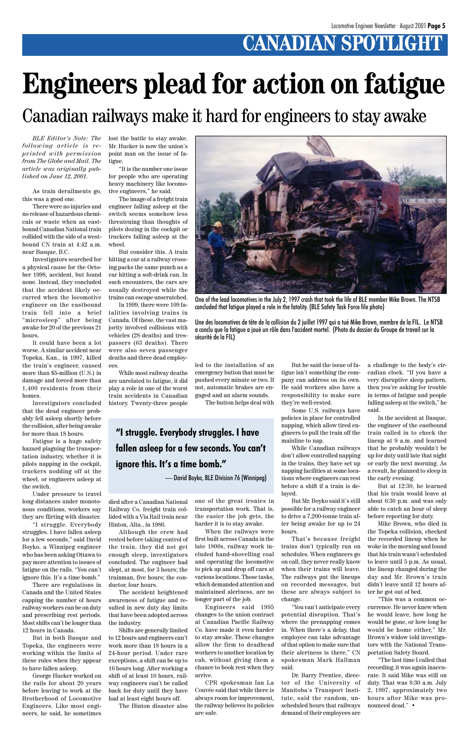# CANADIAN SPOTLIGHT

# Engineers plead for action on fatigue

## Canadian railways make it hard for engineers to stay awake

*BLE Editor's Note: The following article is reprinted with permission from The Globe and Mail. The article was originally published on June 12, 2001.*

As train derailments go, this was a good one.

There were no injuries and no release of hazardous chemicals or waste when an eastbound Canadian National train collided with the side of a westbound CN train at 4:42 a.m. near Basque, B.C.

Investigators searched for a physical cause for the October 1998, accident, but found none. Instead, they concluded that the accident likely occurred when the locomotive engineer on the eastbound train fell into a brief "microsleep" after being awake for 20 of the previous 21 hours.

It could have been a lot worse. A similar accident near Topeka, Kan., in 1997, killed the train's engineer, caused more than $5-million (U.S.) in damage and forced more than 1,400 residents from their homes.

Investigators concluded that the dead engineer probably fell asleep shortly before the collision, after being awake for more than 18 hours.

Fatigue is a huge safety hazard plaguing the transportation industry, whether it is pilots napping in the cockpit, truckers nodding off at the wheel, or engineers asleep at the switch.

Under pressure to travel long distances under monotonous conditions, workers say they are flirting with disaster.

"I struggle. Everybody struggles. I have fallen asleep for a few seconds," said David Boyko, a Winnipeg engineer who has been asking Ottawa to pay more attention to issues of fatigue on the rails. "You can't ignore this. It's a time bomb."

There are regulations in Canada and the United States capping the number of hours railway workers can be on duty and prescribing rest periods. Most shifts can't be longer than 12 hours in Canada.

But in both Basque and Topeka, the engineers were working within the limits of these rules when they appear to have fallen asleep.

George Hucker worked on the rails for about 20 years before leaving to work at the Brotherhood of Locomotive Engineers. Like most engineers, he said, he sometimes lost the battle to stay awake. Mr. Hucker is now the union's point man on the issue of fatigue.

"It is the number one issue for people who are operating heavy machinery like locomotive engineers," he said.

The image of a freight train engineer falling asleep at the switch seems somehow less threatening than thoughts of pilots dozing in the cockpit or truckers falling asleep at the wheel.

But consider this. A train hitting a car at a railway crossing packs the same punch as a car hitting a soft-drink can. In such encounters, the cars are usually destroyed while the trains can escape unscratched.

In 1999, there were 109 fatalities involving trains in Canada. Of these, the vast majority involved collisions with vehicles (28 deaths) and trespassers (63 deaths). There were also seven passenger deaths and three dead employees.

While most railway deaths are unrelated to fatigue, it did play a role in one of the worst train accidents in Canadian history. Twenty-three people died after a Canadian National Railway Co. freight train collided with a Via Rail train near Hinton, Alta., in 1986.

Although the crew had rested before taking control of the train, they did not get enough sleep, investigators concluded. The engineer had slept, at most, for 3 hours; the trainman, five hours; the conductor, four hours.

The accident heightened awareness of fatigue and resulted in new duty day limits that have been adopted across the industry.

Shifts are generally limited to 12 hours and engineers can't work more than 18 hours in a 24-hour period. Under rare exceptions, a shift can be up to 16 hours long. After working a shift of at least 10 hours, railway engineers can't be called back for duty until they have had at least eight hours off.

The Hinton disaster also led to the installation of an emergency button that must be pushed every minute or two. If not, automatic brakes are engaged and an alarm sounds.

The button helps deal with one of the great ironies in transportation work. That is, the easier the job gets, the harder it is to stay awake.

One of the lead locomotives in the July 2, 1997 crash that took the life of BLE member Mike Brown. The NTSB concluded that fatigue played a role in the fatality. (BLE Safety Task Force file photo)

Une des locomotives de tête de la collision du 2 juillet 1997 qui a tué Mike Brown, membre de la FIL. Le NTSB a conclu que la fatigue a joué un rôle dans l'accident mortel. (Photo du dossier du Groupe de travail sur la sécurité de la FIL)

> **"I struggle. Everybody struggles. I have fallen asleep for a few seconds. You can't ignore this. It's a time bomb."**
>
> — David Boyko, BLE Division 76 (Winnipeg)

When the railways were first built across Canada in the late 1800s, railway work included hand-shovelling coal and operating the locomotive to pick up and drop off cars at various locations. Those tasks, which demanded attention and maintained alertness, are no longer part of the job.

Engineers said 1995 changes to the union contract at Canadian Pacific Railway Co. have made it even harder to stay awake. These changes allow the firm to deadhead workers to another location by cab, without giving them a chance to book rest when they arrive.

CPR spokesman Ian La Couvée said that while there is always room for improvement, the railway believes its policies are safe.

But he said the issue of fatigue isn't something the company can address on its own. He said workers also have a responsibility to make sure they're well-rested.

Some U.S. railways have policies in place for controlled napping, which allow tired engineers to pull the train off the mainline to nap.

While Canadian railways don't allow controlled napping in the trains, they have set up napping facilities at some locations where engineers can rest before a shift if a train is delayed.

But Mr. Boyko said it's still possible for a railway engineer to drive a 7,200-tonne train after being awake for up to 24 hours.

That's because freight trains don't typically run on schedules. When engineers go on call, they never really know when their trains will leave. The railways put the lineups on recorded messages, but these are always subject to change.

"You can't anticipate every potential disruption. That's where the prenapping comes in. When there's a delay, that employee can take advantage of that option to make sure that their alertness is there," CN spokesman Mark Hallman said.

Dr. Barry Prentice, director of the University of Manitoba's Transport Institute, said the random, unscheduled hours that railways demand of their employees are a challenge to the body's circadian clock. "If you have a very disruptive sleep pattern, then you're asking for trouble in terms of fatigue and people falling asleep at the switch," he said.

In the accident at Basque, the engineer of the eastbound train called in to check the lineup at 9 a.m. and learned that he probably wouldn't be up for duty until late that night or early the next morning. As a result, he planned to sleep in the early evening.

But at 12:30, he learned that his train would leave at about 6:30 p.m. and was only able to catch an hour of sleep before reporting for duty.

Mike Brown, who died in the Topeka collision, checked the recorded lineup when he woke in the morning and found that his train wasn't scheduled to leave until 5 p.m. As usual, the lineup changed during the day and Mr. Brown's train didn't leave until 12 hours after he got out of bed.

"This was a common occurrence. He never knew when he would leave, how long he would be gone, or how long he would be home either," Mr. Brown's widow told investigators with the National Transportation Safety Board.

"The last time I called that recording, it was again inaccurate. It said Mike was still on duty. That was 8:30 a.m. July 2, 1997, approximately two hours after Mike was pronounced dead." •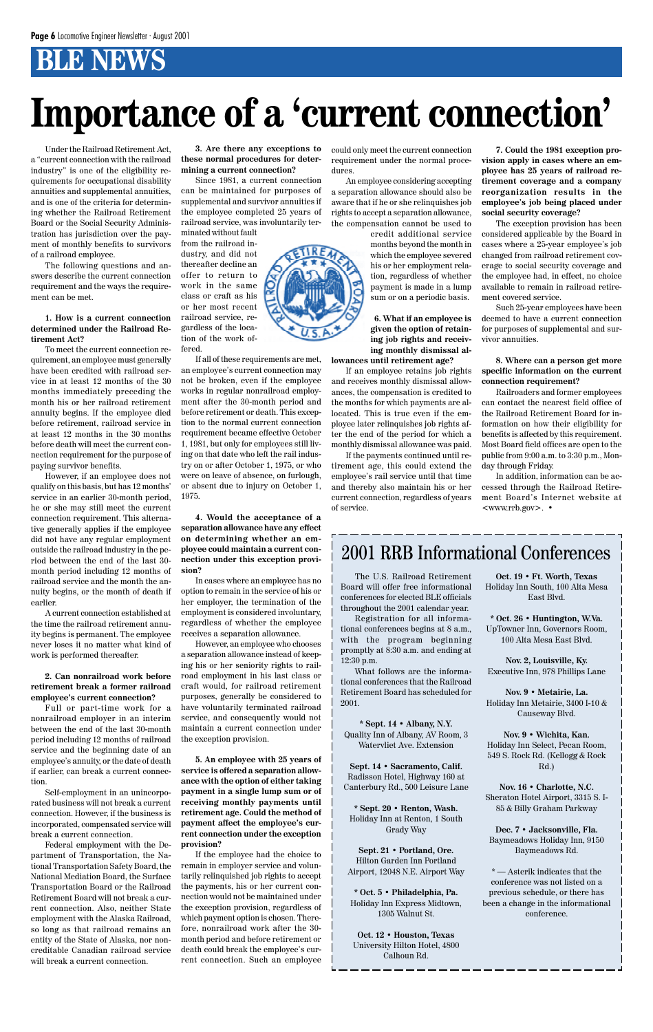# BLE NEWS

# Importance of a 'current connection'

Under the Railroad Retirement Act, a "current connection with the railroad industry" is one of the eligibility requirements for occupational disability annuities and supplemental annuities, and is one of the criteria for determining whether the Railroad Retirement Board or the Social Security Administration has jurisdiction over the payment of monthly benefits to survivors of a railroad employee.

The following questions and answers describe the current connection requirement and the ways the requirement can be met.

**1. How is a current connection determined under the Railroad Retirement Act?**

To meet the current connection requirement, an employee must generally have been credited with railroad service in at least 12 months of the 30 months immediately preceding the month his or her railroad retirement annuity begins. If the employee died before retirement, railroad service in at least 12 months in the 30 months before death will meet the current connection requirement for the purpose of paying survivor benefits.

However, if an employee does not qualify on this basis, but has 12 months' service in an earlier 30-month period, he or she may still meet the current connection requirement. This alternative generally applies if the employee did not have any regular employment outside the railroad industry in the period between the end of the last 30-month period including 12 months of railroad service and the month the annuity begins, or the month of death if earlier.

A current connection established at the time the railroad retirement annuity begins is permanent. The employee never loses it no matter what kind of work is performed thereafter.

**2. Can nonrailroad work before retirement break a former railroad employee's current connection?**

Full or part-time work for a nonrailroad employer in an interim between the end of the last 30-month period including 12 months of railroad service and the beginning date of an employee's annuity, or the date of death if earlier, can break a current connection.

Self-employment in an unincorporated business will not break a current connection. However, if the business is incorporated, compensated service will break a current connection.

Federal employment with the Department of Transportation, the National Transportation Safety Board, the National Mediation Board, the Surface Transportation Board or the Railroad Retirement Board will not break a current connection. Also, neither State employment with the Alaska Railroad, so long as that railroad remains an entity of the State of Alaska, nor noncreditable Canadian railroad service will break a current connection.

**3. Are there any exceptions to these normal procedures for determining a current connection?**

Since 1981, a current connection can be maintained for purposes of supplemental and survivor annuities if the employee completed 25 years of railroad service, was involuntarily terminated without fault from the railroad industry, and did not thereafter decline an offer to return to work in the same class or craft as his or her most recent railroad service, regardless of the location of the work offered.

If all of these requirements are met, an employee's current connection may not be broken, even if the employee works in regular nonrailroad employment after the 30-month period and before retirement or death. This exception to the normal current connection requirement became effective October 1, 1981, but only for employees still living on that date who left the rail industry on or after October 1, 1975, or who were on leave of absence, on furlough, or absent due to injury on October 1, 1975.

**4. Would the acceptance of a separation allowance have any effect on determining whether an employee could maintain a current connection under this exception provision?**

In cases where an employee has no option to remain in the service of his or her employer, the termination of the employment is considered involuntary, regardless of whether the employee receives a separation allowance.

However, an employee who chooses a separation allowance instead of keeping his or her seniority rights to railroad employment in his last class or craft would, for railroad retirement purposes, generally be considered to have voluntarily terminated railroad service, and consequently would not maintain a current connection under the exception provision.

**5. An employee with 25 years of service is offered a separation allowance with the option of either taking payment in a single lump sum or of receiving monthly payments until retirement age. Could the method of payment affect the employee's current connection under the exception provision?**

If the employee had the choice to remain in employer service and voluntarily relinquished job rights to accept the payments, his or her current connection would not be maintained under the exception provision, regardless of which payment option is chosen. Therefore, nonrailroad work after the 30-month period and before retirement or death could break the employee's current connection. Such an employee could only meet the current connection requirement under the normal procedures.

An employee considering accepting a separation allowance should also be aware that if he or she relinquishes job rights to accept a separation allowance, the compensation cannot be used to credit additional service months beyond the month in which the employee severed his or her employment relationship, regardless of whether payment is made in a lump sum or on a periodic basis.

**6. What if an employee is given the option of retaining job rights and receiving monthly dismissal allowances until retirement age?**

If an employee retains job rights and receives monthly dismissal allowances, the compensation is credited to the months for which payments are allocated. This is true even if the employee later relinquishes job rights after the end of the period for which a monthly dismissal allowance was paid.

If the payments continued until retirement age, this could extend the employee's rail service until that time and thereby also maintain his or her current connection, regardless of years of service.

**7. Could the 1981 exception provision apply in cases where an employee has 25 years of railroad retirement coverage and a company reorganization results in the employee's job being placed under social security coverage?**

The exception provision has been considered applicable by the Board in cases where a 25-year employee's job changed from railroad retirement coverage to social security coverage and the employee had, in effect, no choice available to remain in railroad retirement covered service.

Such 25-year employees have been deemed to have a current connection for purposes of supplemental and survivor annuities.

**8. Where can a person get more specific information on the current connection requirement?**

Railroaders and former employees can contact the nearest field office of the Railroad Retirement Board for information on how their eligibility for benefits is affected by this requirement. Most Board field offices are open to the public from 9:00 a.m. to 3:30 p.m., Monday through Friday.

In addition, information can be accessed through the Railroad Retirement Board's Internet website at <www.rrb.gov>. •

## 2001 RRB Informational Conferences

The U.S. Railroad Retirement Board will offer free informational conferences for elected BLE officials throughout the 2001 calendar year.

Registration for all informational conferences begins at 8 a.m., with the program beginning promptly at 8:30 a.m. and ending at 12:30 p.m.

What follows are the informational conferences that the Railroad Retirement Board has scheduled for 2001.

**\* Sept. 14 • Albany, N.Y.**
Quality Inn of Albany, AV Room, 3 Watervliet Ave. Extension

**Sept. 14 • Sacramento, Calif.**
Radisson Hotel, Highway 160 at Canterbury Rd., 500 Leisure Lane

**\* Sept. 20 • Renton, Wash.**
Holiday Inn at Renton, 1 South Grady Way

**Sept. 21 • Portland, Ore.**
Hilton Garden Inn Portland Airport, 12048 N.E. Airport Way

**\* Oct. 5 • Philadelphia, Pa.**
Holiday Inn Express Midtown, 1305 Walnut St.

**Oct. 12 • Houston, Texas**
University Hilton Hotel, 4800 Calhoun Rd.

**Oct. 19 • Ft. Worth, Texas**
Holiday Inn South, 100 Alta Mesa East Blvd.

**\* Oct. 26 • Huntington, W.Va.**
UpTowner Inn, Governors Room, 100 Alta Mesa East Blvd.

**Nov. 2, Louisville, Ky.**
Executive Inn, 978 Phillips Lane

**Nov. 9 • Metairie, La.**
Holiday Inn Metairie, 3400 I-10 & Causeway Blvd.

**Nov. 9 • Wichita, Kan.**
Holiday Inn Select, Pecan Room, 549 S. Rock Rd. (Kellogg & Rock Rd.)

**Nov. 16 • Charlotte, N.C.**
Sheraton Hotel Airport, 3315 S. I-85 & Billy Graham Parkway

**Dec. 7 • Jacksonville, Fla.**
Baymeadows Holiday Inn, 9150 Baymeadows Rd.

\* — Asterik indicates that the conference was not listed on a previous schedule, or there has been a change in the informational conference.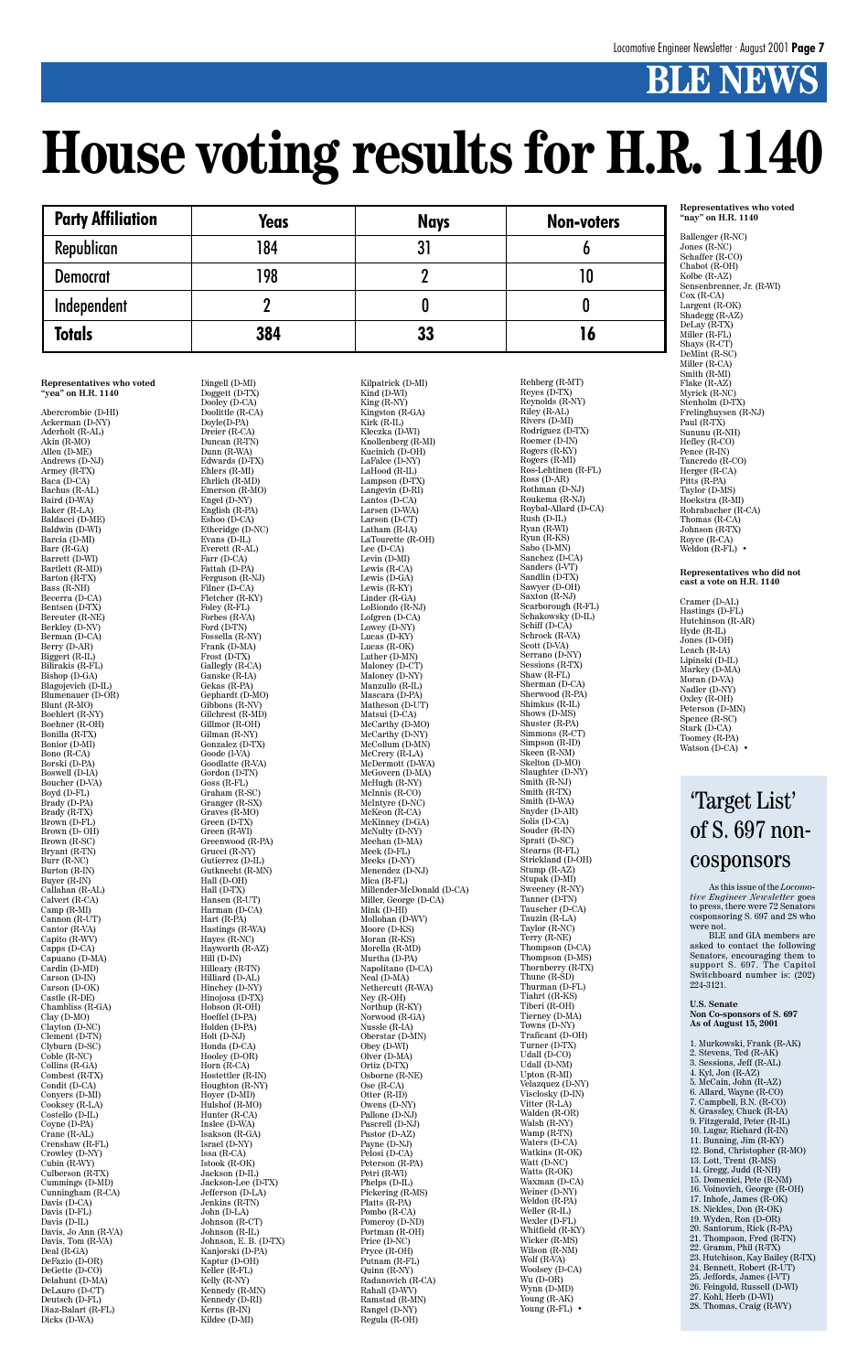# BLE NEWS

# House voting results for H.R. 1140

| Party Affiliation | Yeas | Nays | Non-voters |
|---|---|---|---|
| Republican | 184 | 31 | 6 |
| Democrat | 198 | 2 | 10 |
| Independent | 2 | 0 | 0 |
| **Totals** | **384** | **33** | **16** |

**Representatives who voted "yea" on H.R. 1140**

Abercrombie (D-HI)
Ackerman (D-NY)
Aderholt (R-AL)
Akin (R-MO)
Allen (D-ME)
Andrews (D-NJ)
Armey (R-TX)
Baca (D-CA)
Bachus (R-AL)
Baird (D-WA)
Baker (R-LA)
Baldacci (D-ME)
Baldwin (D-WI)
Barcia (D-MI)
Barr (R-GA)
Barrett (D-WI)
Bartlett (R-MD)
Barton (R-TX)
Bass (R-NH)
Becerra (D-CA)
Bentsen (D-TX)
Bereuter (R-NE)
Berkley (D-NV)
Berman (D-CA)
Berry (D-AR)
Biggert (R-IL)
Bilirakis (R-FL)
Bishop (D-GA)
Blagojevich (D-IL)
Blumenauer (D-OR)
Blunt (R-MO)
Boehlert (R-NY)
Boehner (R-OH)
Bonilla (R-TX)
Bonior (D-MI)
Bono (R-CA)
Borski (D-PA)
Boswell (D-IA)
Boucher (D-VA)
Boyd (D-FL)
Brady (D-PA)
Brady (R-TX)
Brown (D-FL)
Brown (D- OH)
Brown (R-SC)
Bryant (R-TN)
Burr (R-NC)
Burton (R-IN)
Buyer (R-IN)
Callahan (R-AL)
Calvert (R-CA)
Camp (R-MI)
Cannon (R-UT)
Cantor (R-VA)
Capito (R-WV)
Capps (D-CA)
Capuano (D-MA)
Cardin (D-MD)
Carson (D-IN)
Carson (D-OK)
Castle (R-DE)
Chambliss (R-GA)
Clay (D-MO)
Clayton (D-NC)
Clement (D-TN)
Clyburn (D-SC)
Coble (R-NC)
Collins (R-GA)
Combest (R-TX)
Condit (D-CA)
Conyers (D-MI)
Cooksey (R-LA)
Costello (D-IL)
Coyne (D-PA)
Crane (R-AL)
Crenshaw (R-FL)
Crowley (D-NY)
Cubin (R-WY)
Culberson (R-TX)
Cummings (D-MD)
Cunningham (R-CA)
Davis (D-CA)
Davis (D-FL)
Davis (D-IL)
Davis, Jo Ann (R-VA)
Davis, Tom (R-VA)
Deal (R-GA)
DeFazio (D-OR)
DeGette (D-CO)
Delahunt (D-MA)
DeLauro (D-CT)
Deutsch (D-FL)
Diaz-Balart (R-FL)
Dicks (D-WA)
Dingell (D-MI)
Doggett (D-TX)
Dooley (D-CA)
Doolittle (R-CA)
Doyle(D-PA)
Dreier (R-CA)
Duncan (R-TN)
Dunn (R-WA)
Edwards (D-TX)
Ehlers (R-MI)
Ehrlich (R-MD)
Emerson (R-MO)
Engel (D-NY)
English (R-PA)
Eshoo (D-CA)
Etheridge (D-NC)
Evans (D-IL)
Everett (R-AL)
Farr (D-CA)
Fattah (D-PA)
Ferguson (R-NJ)
Filner (D-CA)
Fletcher (R-KY)
Foley (R-FL)
Forbes (R-VA)
Ford (D-TN)
Fossella (R-NY)
Frank (D-MA)
Frost (D-TX)
Gallegly (R-CA)
Ganske (R-IA)
Gekas (R-PA)
Gephardt (D-MO)
Gibbons (R-NV)
Gilchrest (R-MD)
Gillmor (R-OH)
Gilman (R-NY)
Gonzalez (D-TX)
Goode (I-VA)
Goodlatte (R-VA)
Gordon (D-TN)
Goss (R-FL)
Graham (R-SC)
Granger (R-SX)
Graves (R-MO)
Green (D-TX)
Green (R-WI)
Greenwood (R-PA)
Grucci (R-NY)
Gutierrez (D-IL)
Gutknecht (R-MN)
Hall (D-OH)
Hall (D-TX)
Hansen (R-UT)
Harman (D-CA)
Hart (R-PA)
Hastings (R-WA)
Hayes (R-NC)
Hayworth (R-AZ)
Hill (D-IN)
Hilleary (R-TN)
Hilliard (D-AL)
Hinchey (D-NY)
Hinojosa (D-TX)
Hobson (R-OH)
Hoeffel (D-PA)
Holden (D-PA)
Holt (D-NJ)
Honda (D-CA)
Hooley (D-OR)
Horn (R-CA)
Hostettler (R-IN)
Houghton (R-NY)
Hoyer (D-MD)
Hulshof (R-MO)
Hunter (R-CA)
Inslee (D-WA)
Isakson (R-GA)
Israel (D-NY)
Issa (R-CA)
Istook (R-OK)
Jackson (D-IL)
Jackson-Lee (D-TX)
Jefferson (D-LA)
Jenkins (R-TN)
John (D-LA)
Johnson (R-CT)
Johnson (R-IL)
Johnson, E. B. (D-TX)
Kanjorski (D-PA)
Kaptur (D-OH)
Keller (R-FL)
Kelly (R-NY)
Kennedy (R-MN)
Kennedy (D-RI)
Kerns (R-IN)
Kildee (D-MI)
Kilpatrick (D-MI)
Kind (D-WI)
King (R-NY)
Kingston (R-GA)
Kirk (R-IL)
Kleczka (D-WI)
Knollenberg (R-MI)
Kucinich (D-OH)
LaFalce (D-NY)
LaHood (R-IL)
Lampson (D-TX)
Langevin (D-RI)
Lantos (D-CA)
Larsen (D-WA)
Larson (D-CT)
Latham (R-IA)
LaTourette (R-OH)
Lee (D-CA)
Levin (D-MI)
Lewis (R-CA)
Lewis (D-GA)
Lewis (R-KY)
Linder (R-GA)
LoBiondo (R-NJ)
Lofgren (D-CA)
Lowey (D-NY)
Lucas (D-KY)
Lucas (R-OK)
Luther (D-MN)
Maloney (D-CT)
Maloney (D-NY)
Manzullo (R-IL)
Mascara (D-PA)
Matheson (D-UT)
Matsui (D-CA)
McCarthy (D-MO)
McCarthy (D-NY)
McCollum (D-MN)
McCrery (R-LA)
McDermott (D-WA)
McGovern (D-MA)
McHugh (R-NY)
McInnis (R-CO)
McIntyre (D-NC)
McKeon (R-CA)
McKinney (D-GA)
McNulty (D-NY)
Meehan (D-MA)
Meek (D-FL)
Meeks (D-NY)
Menendez (D-NJ)
Mica (R-FL)
Millender-McDonald (D-CA)
Miller, George (D-CA)
Mink (D-HI)
Mollohan (D-WV)
Moore (D-KS)
Moran (R-KS)
Morella (R-MD)
Murtha (D-PA)
Napolitano (D-CA)
Neal (D-MA)
Nethercutt (R-WA)
Ney (R-OH)
Northup (R-KY)
Norwood (R-GA)
Nussle (R-IA)
Oberstar (D-MN)
Obey (D-WI)
Olver (D-MA)
Ortiz (D-TX)
Osborne (R-NE)
Ose (R-CA)
Otter (R-ID)
Owens (D-NY)
Pallone (D-NJ)
Pascrell (D-NJ)
Pastor (D-AZ)
Payne (D-NJ)
Pelosi (D-CA)
Peterson (R-PA)
Petri (R-WI)
Phelps (D-IL)
Pickering (R-MS)
Platts (R-PA)
Pombo (R-CA)
Pomeroy (D-ND)
Portman (R-OH)
Price (D-NC)
Pryce (R-OH)
Putnam (R-FL)
Quinn (R-NY)
Radanovich (R-CA)
Rahall (D-WV)
Ramstad (R-MN)
Rangel (D-NY)
Regula (R-OH)
Rehberg (R-MT)
Reyes (D-TX)
Reynolds (R-NY)
Riley (R-AL)
Rivers (D-MI)
Rodriguez (D-TX)
Roemer (D-IN)
Rogers (R-KY)
Rogers (R-MI)
Ros-Lehtinen (R-FL)
Ross (D-AR)
Rothman (D-NJ)
Roukema (R-NJ)
Roybal-Allard (D-CA)
Rush (D-IL)
Ryan (R-WI)
Ryun (R-KS)
Sabo (D-MN)
Sanchez (D-CA)
Sanders (I-VT)
Sandlin (D-TX)
Sawyer (D-OH)
Saxton (R-NJ)
Scarborough (R-FL)
Schakowsky (D-IL)
Schiff (D-CA)
Schrock (R-VA)
Scott (D-VA)
Serrano (D-NY)
Sessions (R-TX)
Shaw (R-FL)
Sherman (D-CA)
Sherwood (R-PA)
Shimkus (R-IL)
Shows (D-MS)
Shuster (R-PA)
Simmons (R-CT)
Simpson (R-ID)
Skeen (R-NM)
Skelton (D-MO)
Slaughter (D-NY)
Smith (R-NJ)
Smith (R-TX)
Smith (D-WA)
Snyder (D-AR)
Solis (D-CA)
Souder (R-IN)
Spratt (D-SC)
Stearns (R-FL)
Strickland (D-OH)
Stump (R-AZ)
Stupak (D-MI)
Sweeney (R-NY)
Tanner (D-TN)
Tauscher (D-CA)
Tauzin (R-LA)
Taylor (R-NC)
Terry (R-NE)
Thompson (D-CA)
Thompson (D-MS)
Thornberry (R-TX)
Thune (R-SD)
Thurman (D-FL)
Tiahrt (R-KS)
Tiberi (R-OH)
Tierney (D-MA)
Towns (D-NY)
Traficant (D-OH)
Turner (D-TX)
Udall (D-CO)
Udall (D-NM)
Upton (R-MI)
Velazquez (D-NY)
Visclosky (D-IN)
Vitter (R-LA)
Walden (R-OR)
Walsh (R-NY)
Wamp (R-TN)
Waters (D-CA)
Watkins (R-OK)
Watt (D-NC)
Watts (R-OK)
Waxman (D-CA)
Weiner (D-NY)
Weldon (R-PA)
Weller (R-IL)
Wexler (D-FL)
Whitfield (R-KY)
Wicker (R-MS)
Wilson (R-NM)
Wolf (R-VA)
Woolsey (D-CA)
Wu (D-OR)
Wynn (D-MD)
Young (R-AK)
Young (R-FL) •

**Representatives who voted "nay" on H.R. 1140**

Ballenger (R-NC)
Jones (R-NC)
Schaffer (R-CO)
Chabot (R-OH)
Kolbe (R-AZ)
Sensenbrenner, Jr. (R-WI)
Cox (R-CA)
Largent (R-OK)
Shadegg (R-AZ)
DeLay (R-TX)
Miller (R-FL)
Shays (R-CT)
DeMint (R-SC)
Miller (R-CA)
Smith (R-MI)
Flake (R-AZ)
Myrick (R-NC)
Stenholm (D-TX)
Frelinghuysen (R-NJ)
Paul (R-TX)
Sununu (R-NH)
Hefley (R-CO)
Pence (R-IN)
Tancredo (R-CO)
Herger (R-CA)
Pitts (R-PA)
Taylor (D-MS)
Hoekstra (R-MI)
Rohrabacher (R-CA)
Thomas (R-CA)
Johnson (R-TX)
Royce (R-CA)
Weldon (R-FL) •

**Representatives who did not cast a vote on H.R. 1140**

Cramer (D-AL)
Hastings (D-FL)
Hutchinson (R-AR)
Hyde (R-IL)
Jones (D-OH)
Leach (R-IA)
Lipinski (D-IL)
Markey (D-MA)
Moran (D-VA)
Nadler (D-NY)
Oxley (R-OH)
Peterson (D-MN)
Spence (R-SC)
Stark (D-CA)
Toomey (R-PA)
Watson (D-CA) •

## 'Target List' of S. 697 non-cosponsors

As this issue of the *Locomotive Engineer Newsletter* goes to press, there were 72 Senators cosponsoring S. 697 and 28 who were not.

BLE and GIA members are asked to contact the following Senators, encouraging them to support S. 697. The Capitol Switchboard number is: (202) 224-3121.

**U.S. Senate**
**Non Co-sponsors of S. 697**
**As of August 15, 2001**

1. Murkowski, Frank (R-AK)
2. Stevens, Ted (R-AK)
3. Sessions, Jeff (R-AL)
4. Kyl, Jon (R-AZ)
5. McCain, John (R-AZ)
6. Allard, Wayne (R-CO)
7. Campbell, B.N. (R-CO)
8. Grassley, Chuck (R-IA)
9. Fitzgerald, Peter (R-IL)
10. Lugar, Richard (R-IN)
11. Bunning, Jim (R-KY)
12. Bond, Christopher (R-MO)
13. Lott, Trent (R-MS)
14. Gregg, Judd (R-NH)
15. Domenici, Pete (R-NM)
16. Voinovich, George (R-OH)
17. Inhofe, James (R-OK)
18. Nickles, Don (R-OK)
19. Wyden, Ron (D-OR)
20. Santorum, Rick (R-PA)
21. Thompson, Fred (R-TN)
22. Gramm, Phil (R-TX)
23. Hutchison, Kay Bailey (R-TX)
24. Bennett, Robert (R-UT)
25. Jeffords, James (I-VT)
26. Feingold, Russell (D-WI)
27. Kohl, Herb (D-WI)
28. Thomas, Craig (R-WY)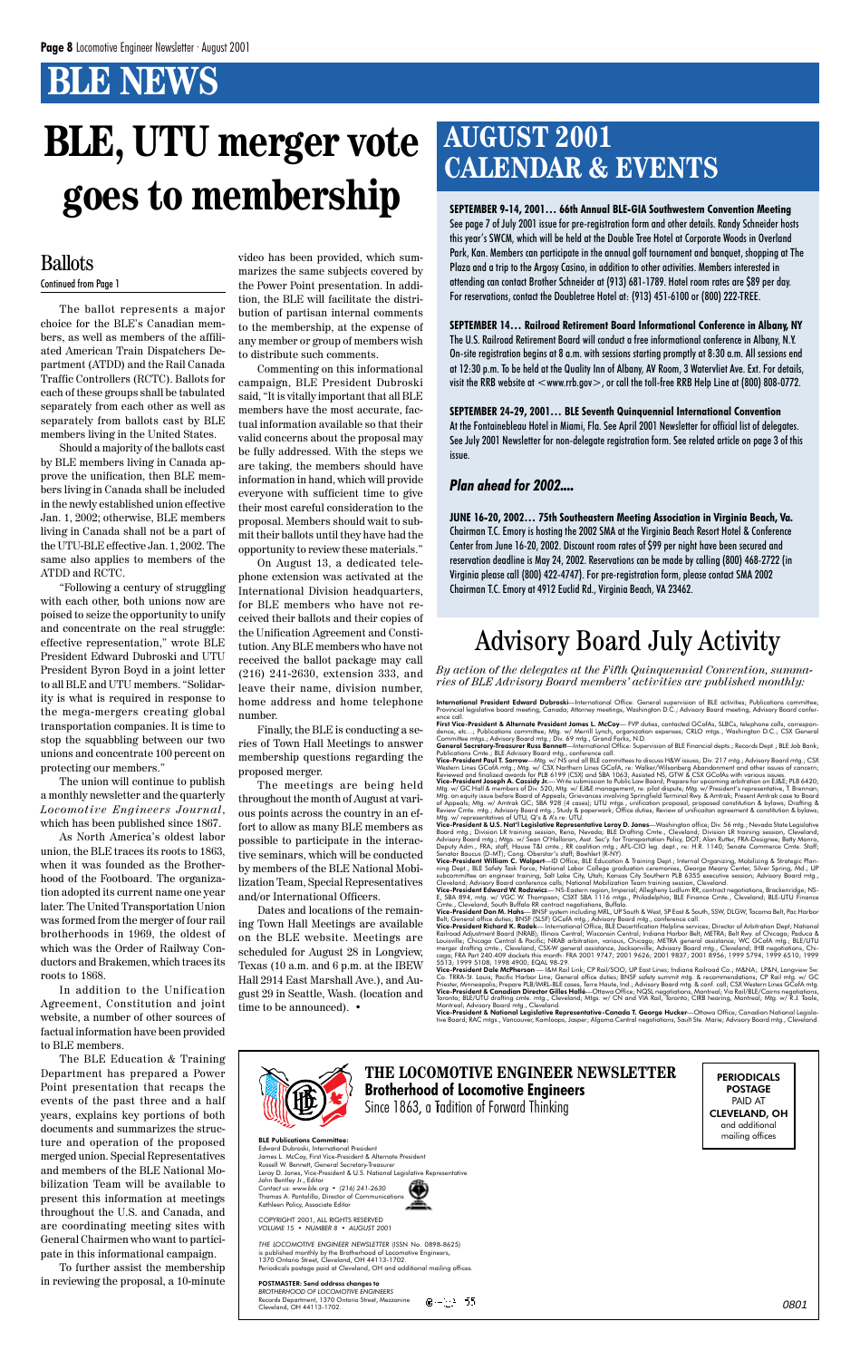# BLE NEWS

# BLE, UTU merger vote goes to membership

## Ballots

Continued from Page 1

The ballot represents a major choice for the BLE's Canadian members, as well as members of the affiliated American Train Dispatchers Department (ATDD) and the Rail Canada Traffic Controllers (RCTC). Ballots for each of these groups shall be tabulated separately from each other as well as separately from ballots cast by BLE members living in the United States.

Should a majority of the ballots cast by BLE members living in Canada approve the unification, then BLE members living in Canada shall be included in the newly established union effective Jan. 1, 2002; otherwise, BLE members living in Canada shall not be a part of the UTU-BLE effective Jan. 1, 2002. The same also applies to members of the ATDD and RCTC.

"Following a century of struggling with each other, both unions now are poised to seize the opportunity to unify and concentrate on the real struggle: effective representation," wrote BLE President Edward Dubroski and UTU President Byron Boyd in a joint letter to all BLE and UTU members. "Solidarity is what is required in response to the mega-mergers creating global transportation companies. It is time to stop the squabbling between our two unions and concentrate 100 percent on protecting our members."

The union will continue to publish a monthly newsletter and the quarterly *Locomotive Engineers Journal*, which has been published since 1867.

As North America's oldest labor union, the BLE traces its roots to 1863, when it was founded as the Brotherhood of the Footboard. The organization adopted its current name one year later. The United Transportation Union was formed from the merger of four rail brotherhoods in 1969, the oldest of which was the Order of Railway Conductors and Brakemen, which traces its roots to 1868.

In addition to the Unification Agreement, Constitution and joint website, a number of other sources of factual information have been provided to BLE members.

The BLE Education & Training Department has prepared a Power Point presentation that recaps the events of the past three and a half years, explains key portions of both documents and summarizes the structure and operation of the proposed merged union. Special Representatives and members of the BLE National Mobilization Team will be available to present this information at meetings throughout the U.S. and Canada, and are coordinating meeting sites with General Chairmen who want to participate in this informational campaign.

To further assist the membership in reviewing the proposal, a 10-minute video has been provided, which summarizes the same subjects covered by the Power Point presentation. In addition, the BLE will facilitate the distribution of partisan internal comments to the membership, at the expense of any member or group of members wish to distribute such comments.

Commenting on this informational campaign, BLE President Dubroski said, "It is vitally important that all BLE members have the most accurate, factual information available so that their valid concerns about the proposal may be fully addressed. With the steps we are taking, the members should have information in hand, which will provide everyone with sufficient time to give their most careful consideration to the proposal. Members should wait to submit their ballots until they have had the opportunity to review these materials."

On August 13, a dedicated telephone extension was activated at the International Division headquarters, for BLE members who have not received their ballots and their copies of the Unification Agreement and Constitution. Any BLE members who have not received the ballot package may call (216) 241-2630, extension 333, and leave their name, division number, home address and home telephone number.

Finally, the BLE is conducting a series of Town Hall Meetings to answer membership questions regarding the proposed merger.

The meetings are being held throughout the month of August at various points across the country in an effort to allow as many BLE members as possible to participate in the interactive seminars, which will be conducted by members of the BLE National Mobilization Team, Special Representatives and/or International Officers.

Dates and locations of the remaining Town Hall Meetings are available on the BLE website. Meetings are scheduled for August 28 in Longview, Texas (10 a.m. and 6 p.m. at the IBEW Hall 2914 East Marshall Ave.), and August 29 in Seattle, Wash. (location and time to be announced). •

# AUGUST 2001 CALENDAR & EVENTS

**SEPTEMBER 9-14, 2001… 66th Annual BLE-GIA Southwestern Convention Meeting**
See page 7 of July 2001 issue for pre-registration form and other details. Randy Schneider hosts this year's SWCM, which will be held at the Double Tree Hotel at Corporate Woods in Overland Park, Kan. Members can participate in the annual golf tournament and banquet, shopping at The Plaza and a trip to the Argosy Casino, in addition to other activities. Members interested in attending can contact Brother Schneider at (913) 681-1789. Hotel room rates are $89 per day. For reservations, contact the Doubletree Hotel at: (913) 451-6100 or (800) 222-TREE.

**SEPTEMBER 14… Railroad Retirement Board Informational Conference in Albany, NY**
The U.S. Railroad Retirement Board will conduct a free informational conference in Albany, N.Y. On-site registration begins at 8 a.m. with sessions starting promptly at 8:30 a.m. All sessions end at 12:30 p.m. To be held at the Quality Inn of Albany, AV Room, 3 Watervliet Ave. Ext. For details, visit the RRB website at <www.rrb.gov>, or call the toll-free RRB Help Line at (800) 808-0772.

**SEPTEMBER 24-29, 2001… BLE Seventh Quinquennial International Convention**
At the Fontainebleau Hotel in Miami, Fla. See April 2001 Newsletter for official list of delegates. See July 2001 Newsletter for non-delegate registration form. See related article on page 3 of this issue.

***Plan ahead for 2002….***

**JUNE 16-20, 2002… 75th Southeastern Meeting Association in Virginia Beach, Va.**
Chairman T.C. Emory is hosting the 2002 SMA at the Virginia Beach Resort Hotel & Conference Center from June 16-20, 2002. Discount room rates of $99 per night have been secured and reservation deadline is May 24, 2002. Reservations can be made by calling (800) 468-2722 (in Virginia please call (800) 422-4747). For pre-registration form, please contact SMA 2002 Chairman T.C. Emory at 4912 Euclid Rd., Virginia Beach, VA 23462.

# Advisory Board July Activity

*By action of the delegates at the Fifth Quinquennial Convention, summaries of BLE Advisory Board members' activities are published monthly:*

**International President Edward Dubroski**—International Office: General supervision of BLE activities; Publications committee; Provincial legislative board meeting, Canada; Attorney meetings, Washington D.C.; Advisory Board meeting, Advisory Board conference call.

**First Vice-President & Alternate President James L. McCoy**— FVP duties, contacted GCofAs, SLBCs, telephone calls, correspondence, etc. , Publications committee; Mtg. w/ Merrill Lynch, organization expenses; CRLO mtgs., Washington D.C.; CSX General Committee mtgs.; Advisory Board mtg.; Div. 69 mtg., Grand Forks, N.D.

**General Secretary-Treasurer Russ Bennett**—International Office: Supervision of BLE Financial depts.; Records Dept.; BLE Job Bank; Publications Cmte.; BLE Advisory Board mtg., conference call.

**Vice-President Paul T. Sorrow**—Mtg. w/ NS and all BLE committees to discuss H&W issues; Div. 217 mtg.; Advisory Board mtg.; CSX Western Lines GCofA mtg.; Mtg. w/ CSX Northern Lines GCofA, re: Walker/Wilsonberg Abandonment and other issues of concern; Reviewed and finalized awards for PLB 6199 (CSX) and SBA 1063; Assisted NS, GTW & CSX GCofAs with various issues.

**Vice-President Joseph A. Cassidy Jr.**— Write submission to Public Law Board; Prepare for upcoming arbitration on EJ&E; PLB 6420; Mtg. w/ GC Hall & members of Div. 520; Mtg. w/ EJ&E management, re: pilot dispute; Mtg. w/ President's representative, T. Brennan; Mtg. on equity issue before Board of Appeals; Grievances involving Springfield Terminal Rwy. & Amtrak; Present Amtrak case to Board of Appeals; Mtg. w/ Amtrak GC; SBA 928 (4 cases); UTU mtgs.; unification proposal, proposed constitution & bylaws; Drafting & Review Cmte. mtg.; Advisory Board mtg.; Study & paperwork; Office duties; Review of unificaiton agreement & constitution & bylaws; Mtg. w/ representatives of UTU; Q's & A's re: UTU.

**Vice-President & U.S. Nat'l Legislative Representative Leroy D. Jones**—Washington office; Div. 56 mtg.; Nevada State Legislative Board mtg.; Division LR training session, Reno, Nevada; BLE Drafting Cmte., Cleveland; Division LR training session, Cleveland; Advisory Board mtg.; Mtgs. w/ Sean O'Hallaran, Asst. Sec'y. for Transportation Policy, DOT; Alan Rutter, FRA-Designee; Betty Monro, Deputy Adm., FRA; staff, House T&I cmte.; RR coalition mtg.; AFL-CIO leg. dept., re: H.R. 1140; Senate Commerce Cmte. Staff; Senator Baucus (D-MT); Cong. Oberstar's staff; Boehlert (R-NY).

**Vice-President William C. Walpert**—ID Office; BLE Education & Training Dept.; Internal Organizing, Mobilizing & Strategic Planning Dept.; BLE Safety Task Force; National Labor College graduation ceremonies, George Meany Center, Silver Spring, Md.; UP subcommittee on engineer training, Salt Lake City, Utah; Kansas City Southern PLB 6355 executive session; Advisory Board mtg., Cleveland; Advisory Board conference calls; National Mobilization Team training session, Cleveland.

**Vice-President Edward W. Rodzwicz**— NS-Eastern region, Imperial; Allegheny Ludlum RR, contract negotiations, Brackenridge; NS-E, SBA 894, mtg. w/ VGC W. Thompson; CSXT SBA 1116 mtgs., Philadelphia; BLE Finance Cmte., Cleveland; BLE-UTU Finance Cmte., Cleveland; South Buffalo RR contract negotiations, Buffalo.

**Vice-President Don M. Hahs**— BNSF system including MRL, UP South & West, SP East & South, SSW, DLGW, Tacoma Belt, Pac Harbor Belt; General office duties; BNSF (SLSF) GCofA mtg.; Advisory Board mtg., conference call.

**Vice-President Richard K. Radek**— International Office; BLE Decertification Helpline services; Director of Arbitration Dept; National Railroad Adjustment Board (NRAB); Illinois Central; Wisconsin Central; Indiana Harbor Belt; METRA; Belt Rwy. of Chicago; Paduca & Louisville; Chicago Central & Pacific; NRAB arbitration, various, Chicago; METRA general assistance; WC GCofA mtg.; BLE/UTU merger drafting cmte., Cleveland; CSX-W general assistance, Jacksonville; Advisory Board mtg., Cleveland; IHB negotiations, Chicago; FRA Part 240 409 dockets this month: FRA 2001 9747; 2001 9626; 2001 9837; 2001 8956; 1999 5794; 1999 6510; 1999 5513; 1999 5108; 1998 4900; EQAL 98-29.

**Vice-President Dale McPherson** — I&M Rail Link, CP Rail/SOO, UP East Lines; Indiana Railroad Co.; M&NA; LP&N, Longview Sw. Co. TRRA-St. Louis, Pacific Harbor Line; General office duties; BNSF safety summit mtg. & recommendations; CP Rail mtg. w/ GC Priester, Minneapolis; Prepare PLB/IMRL-BLE cases, Terre Haute, Ind.; Advisory Board mtg. & conf. call; CSX Western Lines GCofA mtg.

**Vice-President & Canadian Director Gilles Hallé**—Ottawa Office; NQSL negotiations, Montreal; Via Rail/BLE/Cairns negotiations, Toronto; BLE/UTU drafting cmte. mtg., Cleveland; Mtgs. w/ CN and VIA Rail, Toronto; CIRB hearing, Montreal; Mtg. w/ R.J. Toole, Montreal; Advisory Board mtg., Cleveland

**Vice-President & National Legislative Representative-Canada T. George Hucker**—Ottawa Office; Canadian National Legislative Board; RAC mtgs., Vancouver, Kamloops, Jasper; Algoma Central negotiations, Sault Ste. Marie; Advisory Board mtg., Cleveland.

---

**THE LOCOMOTIVE ENGINEER NEWSLETTER**
**Brotherhood of Locomotive Engineers**
Since 1863, a Tradition of Forward Thinking

**PERIODICALS POSTAGE** PAID AT **CLEVELAND, OH** and additional mailing offices

**BLE Publications Committee:**
Edward Dubroski, International President
James L. McCoy, First Vice-President & Alternate President
Russell W. Bennett, General Secretary-Treasurer
Leroy D. Jones, Vice-President & U.S. National Legislative Representative
John Bentley Jr., Editor
*Contact us:* www.ble.org • (216) 241-2630
Thomas A. Pontolillo, Director of Communications
Kathleen Policy, Associate Editor

COPYRIGHT 2001, ALL RIGHTS RESERVED
*VOLUME 15 • NUMBER 8 • AUGUST 2001*

*THE LOCOMOTIVE ENGINEER NEWSLETTER* (ISSN No. 0898-8625) is published monthly by the Brotherhood of Locomotive Engineers, 1370 Ontario Street, Cleveland, OH 44113-1702. Periodicals postage paid at Cleveland, OH and additional mailing offices.

**POSTMASTER: Send address changes to**
*BROTHERHOOD OF LOCOMOTIVE ENGINEERS*
Records Department, 1370 Ontario Street, Mezzanine
Cleveland, OH 44113-1702.

0801